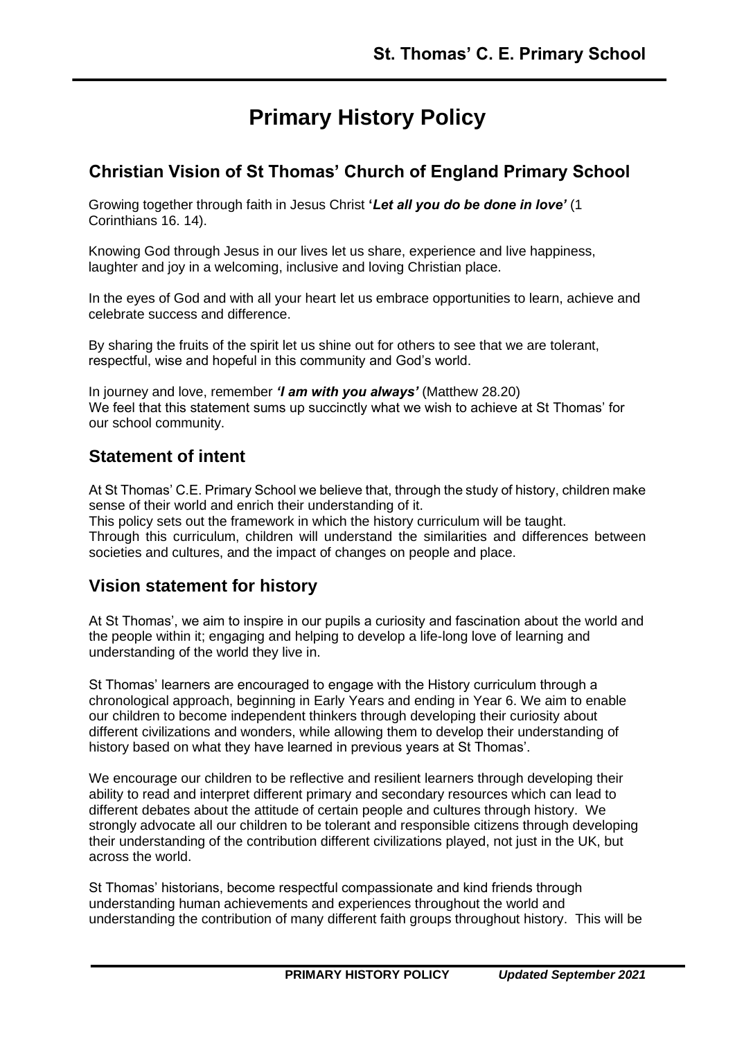# Primary History Policy

## Christian Vision of St Thomas' Church of England Primary School

Growing together through faith in Jesus Christ **'*Let all you do be done in love*'** (1 Corinthians 16. 14).

Knowing God through Jesus in our lives let us share, experience and live happiness, laughter and joy in a welcoming, inclusive and loving Christian place.

In the eyes of God and with all your heart let us embrace opportunities to learn, achieve and celebrate success and difference.

By sharing the fruits of the spirit let us shine out for others to see that we are tolerant, respectful, wise and hopeful in this community and God's world.

In journey and love, remember ***'I am with you always'*** (Matthew 28.20)
We feel that this statement sums up succinctly what we wish to achieve at St Thomas' for our school community.

## Statement of intent

At St Thomas' C.E. Primary School we believe that, through the study of history, children make sense of their world and enrich their understanding of it.
This policy sets out the framework in which the history curriculum will be taught.
Through this curriculum, children will understand the similarities and differences between societies and cultures, and the impact of changes on people and place.

## Vision statement for history

At St Thomas', we aim to inspire in our pupils a curiosity and fascination about the world and the people within it; engaging and helping to develop a life-long love of learning and understanding of the world they live in.

St Thomas' learners are encouraged to engage with the History curriculum through a chronological approach, beginning in Early Years and ending in Year 6. We aim to enable our children to become independent thinkers through developing their curiosity about different civilizations and wonders, while allowing them to develop their understanding of history based on what they have learned in previous years at St Thomas'.

We encourage our children to be reflective and resilient learners through developing their ability to read and interpret different primary and secondary resources which can lead to different debates about the attitude of certain people and cultures through history. We strongly advocate all our children to be tolerant and responsible citizens through developing their understanding of the contribution different civilizations played, not just in the UK, but across the world.

St Thomas' historians, become respectful compassionate and kind friends through understanding human achievements and experiences throughout the world and understanding the contribution of many different faith groups throughout history. This will be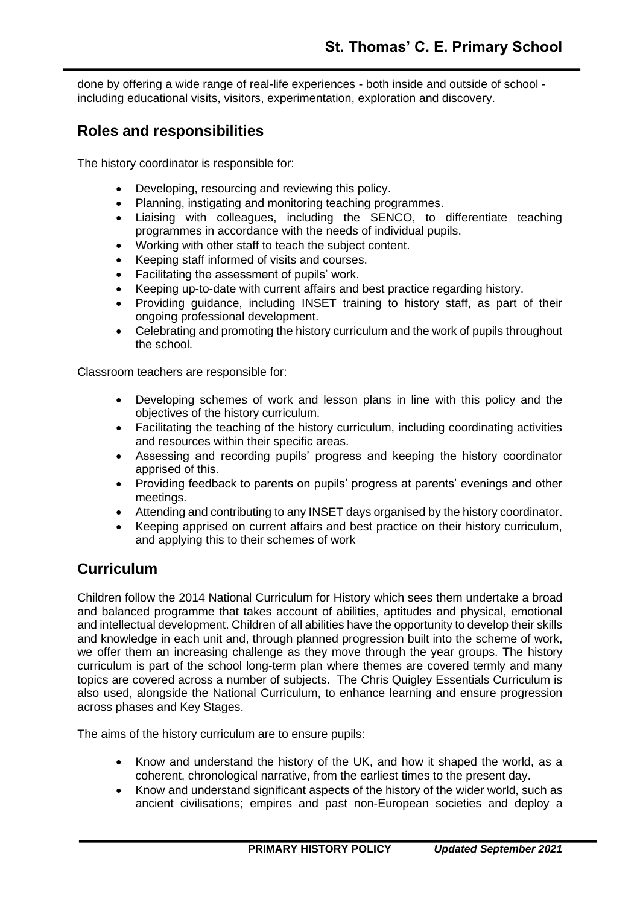done by offering a wide range of real-life experiences - both inside and outside of school - including educational visits, visitors, experimentation, exploration and discovery.

## Roles and responsibilities

The history coordinator is responsible for:

- Developing, resourcing and reviewing this policy.
- Planning, instigating and monitoring teaching programmes.
- Liaising with colleagues, including the SENCO, to differentiate teaching programmes in accordance with the needs of individual pupils.
- Working with other staff to teach the subject content.
- Keeping staff informed of visits and courses.
- Facilitating the assessment of pupils' work.
- Keeping up-to-date with current affairs and best practice regarding history.
- Providing guidance, including INSET training to history staff, as part of their ongoing professional development.
- Celebrating and promoting the history curriculum and the work of pupils throughout the school.

Classroom teachers are responsible for:

- Developing schemes of work and lesson plans in line with this policy and the objectives of the history curriculum.
- Facilitating the teaching of the history curriculum, including coordinating activities and resources within their specific areas.
- Assessing and recording pupils' progress and keeping the history coordinator apprised of this.
- Providing feedback to parents on pupils' progress at parents' evenings and other meetings.
- Attending and contributing to any INSET days organised by the history coordinator.
- Keeping apprised on current affairs and best practice on their history curriculum, and applying this to their schemes of work

## Curriculum

Children follow the 2014 National Curriculum for History which sees them undertake a broad and balanced programme that takes account of abilities, aptitudes and physical, emotional and intellectual development. Children of all abilities have the opportunity to develop their skills and knowledge in each unit and, through planned progression built into the scheme of work, we offer them an increasing challenge as they move through the year groups. The history curriculum is part of the school long-term plan where themes are covered termly and many topics are covered across a number of subjects. The Chris Quigley Essentials Curriculum is also used, alongside the National Curriculum, to enhance learning and ensure progression across phases and Key Stages.

The aims of the history curriculum are to ensure pupils:

- Know and understand the history of the UK, and how it shaped the world, as a coherent, chronological narrative, from the earliest times to the present day.
- Know and understand significant aspects of the history of the wider world, such as ancient civilisations; empires and past non-European societies and deploy a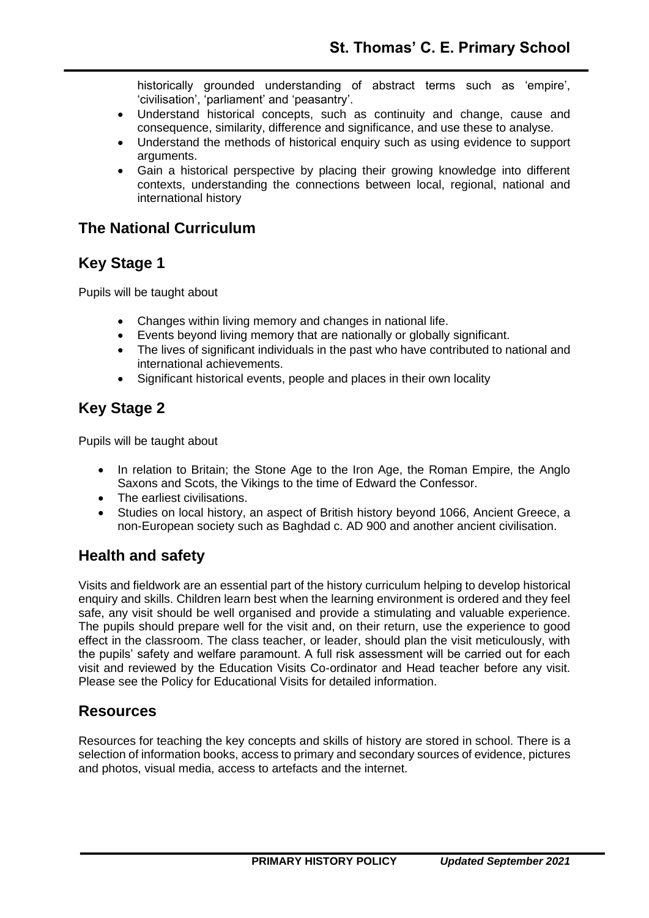historically grounded understanding of abstract terms such as 'empire', 'civilisation', 'parliament' and 'peasantry'.

- Understand historical concepts, such as continuity and change, cause and consequence, similarity, difference and significance, and use these to analyse.
- Understand the methods of historical enquiry such as using evidence to support arguments.
- Gain a historical perspective by placing their growing knowledge into different contexts, understanding the connections between local, regional, national and international history

## The National Curriculum

## Key Stage 1

Pupils will be taught about

- Changes within living memory and changes in national life.
- Events beyond living memory that are nationally or globally significant.
- The lives of significant individuals in the past who have contributed to national and international achievements.
- Significant historical events, people and places in their own locality

## Key Stage 2

Pupils will be taught about

- In relation to Britain; the Stone Age to the Iron Age, the Roman Empire, the Anglo Saxons and Scots, the Vikings to the time of Edward the Confessor.
- The earliest civilisations.
- Studies on local history, an aspect of British history beyond 1066, Ancient Greece, a non-European society such as Baghdad c. AD 900 and another ancient civilisation.

## Health and safety

Visits and fieldwork are an essential part of the history curriculum helping to develop historical enquiry and skills. Children learn best when the learning environment is ordered and they feel safe, any visit should be well organised and provide a stimulating and valuable experience. The pupils should prepare well for the visit and, on their return, use the experience to good effect in the classroom. The class teacher, or leader, should plan the visit meticulously, with the pupils' safety and welfare paramount. A full risk assessment will be carried out for each visit and reviewed by the Education Visits Co-ordinator and Head teacher before any visit. Please see the Policy for Educational Visits for detailed information.

## Resources

Resources for teaching the key concepts and skills of history are stored in school. There is a selection of information books, access to primary and secondary sources of evidence, pictures and photos, visual media, access to artefacts and the internet.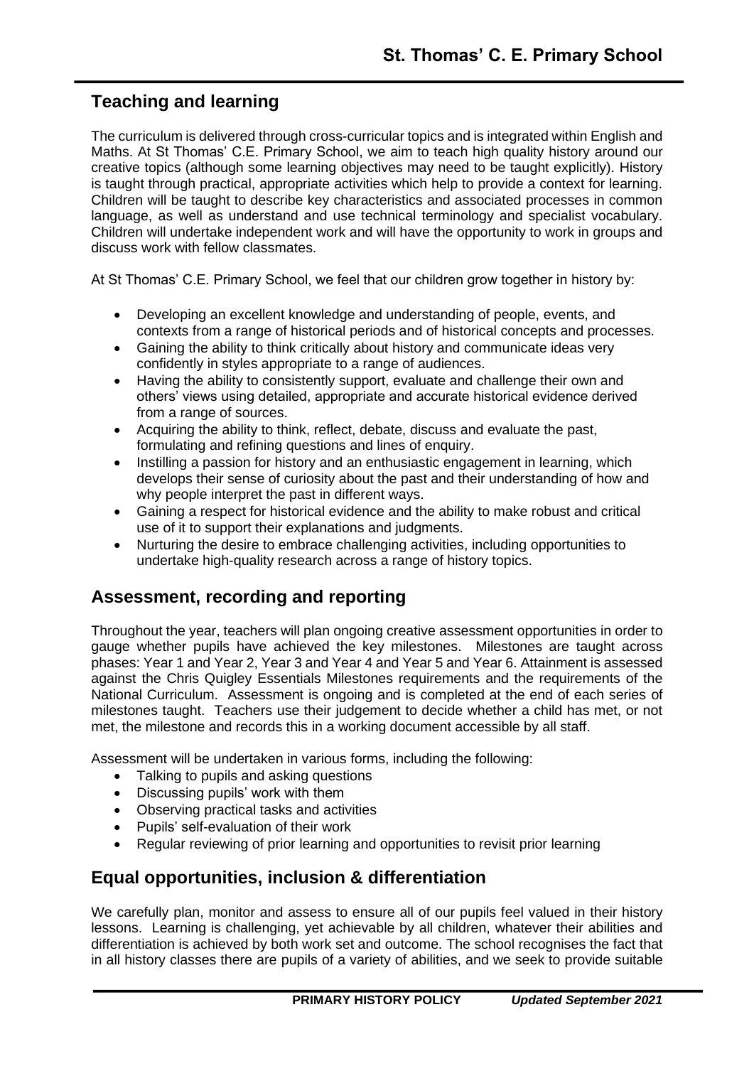## Teaching and learning

The curriculum is delivered through cross-curricular topics and is integrated within English and Maths. At St Thomas' C.E. Primary School, we aim to teach high quality history around our creative topics (although some learning objectives may need to be taught explicitly). History is taught through practical, appropriate activities which help to provide a context for learning. Children will be taught to describe key characteristics and associated processes in common language, as well as understand and use technical terminology and specialist vocabulary. Children will undertake independent work and will have the opportunity to work in groups and discuss work with fellow classmates.

At St Thomas' C.E. Primary School, we feel that our children grow together in history by:

- Developing an excellent knowledge and understanding of people, events, and contexts from a range of historical periods and of historical concepts and processes.
- Gaining the ability to think critically about history and communicate ideas very confidently in styles appropriate to a range of audiences.
- Having the ability to consistently support, evaluate and challenge their own and others' views using detailed, appropriate and accurate historical evidence derived from a range of sources.
- Acquiring the ability to think, reflect, debate, discuss and evaluate the past, formulating and refining questions and lines of enquiry.
- Instilling a passion for history and an enthusiastic engagement in learning, which develops their sense of curiosity about the past and their understanding of how and why people interpret the past in different ways.
- Gaining a respect for historical evidence and the ability to make robust and critical use of it to support their explanations and judgments.
- Nurturing the desire to embrace challenging activities, including opportunities to undertake high-quality research across a range of history topics.

## Assessment, recording and reporting

Throughout the year, teachers will plan ongoing creative assessment opportunities in order to gauge whether pupils have achieved the key milestones. Milestones are taught across phases: Year 1 and Year 2, Year 3 and Year 4 and Year 5 and Year 6. Attainment is assessed against the Chris Quigley Essentials Milestones requirements and the requirements of the National Curriculum. Assessment is ongoing and is completed at the end of each series of milestones taught. Teachers use their judgement to decide whether a child has met, or not met, the milestone and records this in a working document accessible by all staff.

Assessment will be undertaken in various forms, including the following:

- Talking to pupils and asking questions
- Discussing pupils' work with them
- Observing practical tasks and activities
- Pupils' self-evaluation of their work
- Regular reviewing of prior learning and opportunities to revisit prior learning

## Equal opportunities, inclusion & differentiation

We carefully plan, monitor and assess to ensure all of our pupils feel valued in their history lessons. Learning is challenging, yet achievable by all children, whatever their abilities and differentiation is achieved by both work set and outcome. The school recognises the fact that in all history classes there are pupils of a variety of abilities, and we seek to provide suitable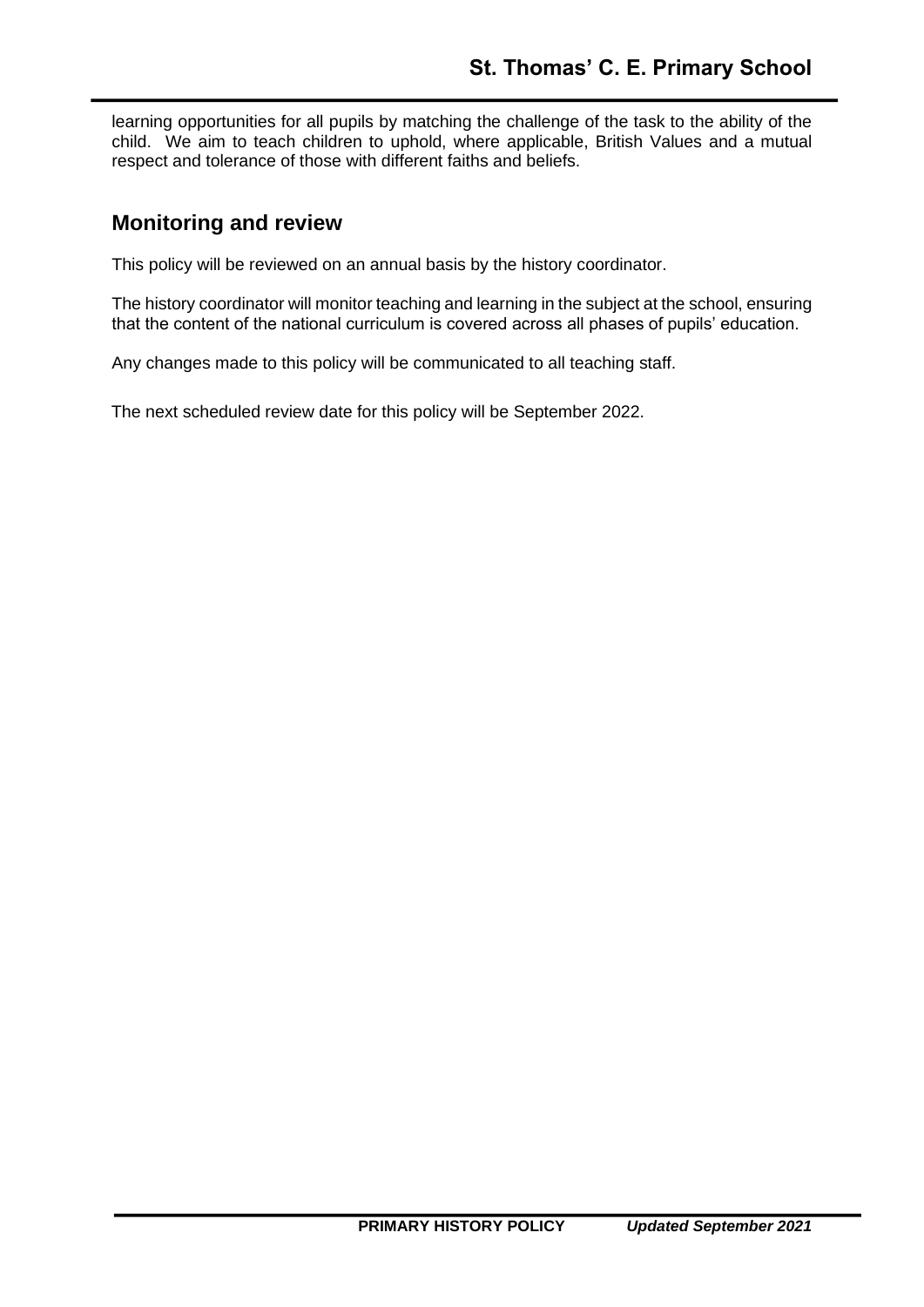learning opportunities for all pupils by matching the challenge of the task to the ability of the child. We aim to teach children to uphold, where applicable, British Values and a mutual respect and tolerance of those with different faiths and beliefs.

## Monitoring and review

This policy will be reviewed on an annual basis by the history coordinator.

The history coordinator will monitor teaching and learning in the subject at the school, ensuring that the content of the national curriculum is covered across all phases of pupils' education.

Any changes made to this policy will be communicated to all teaching staff.

The next scheduled review date for this policy will be September 2022.